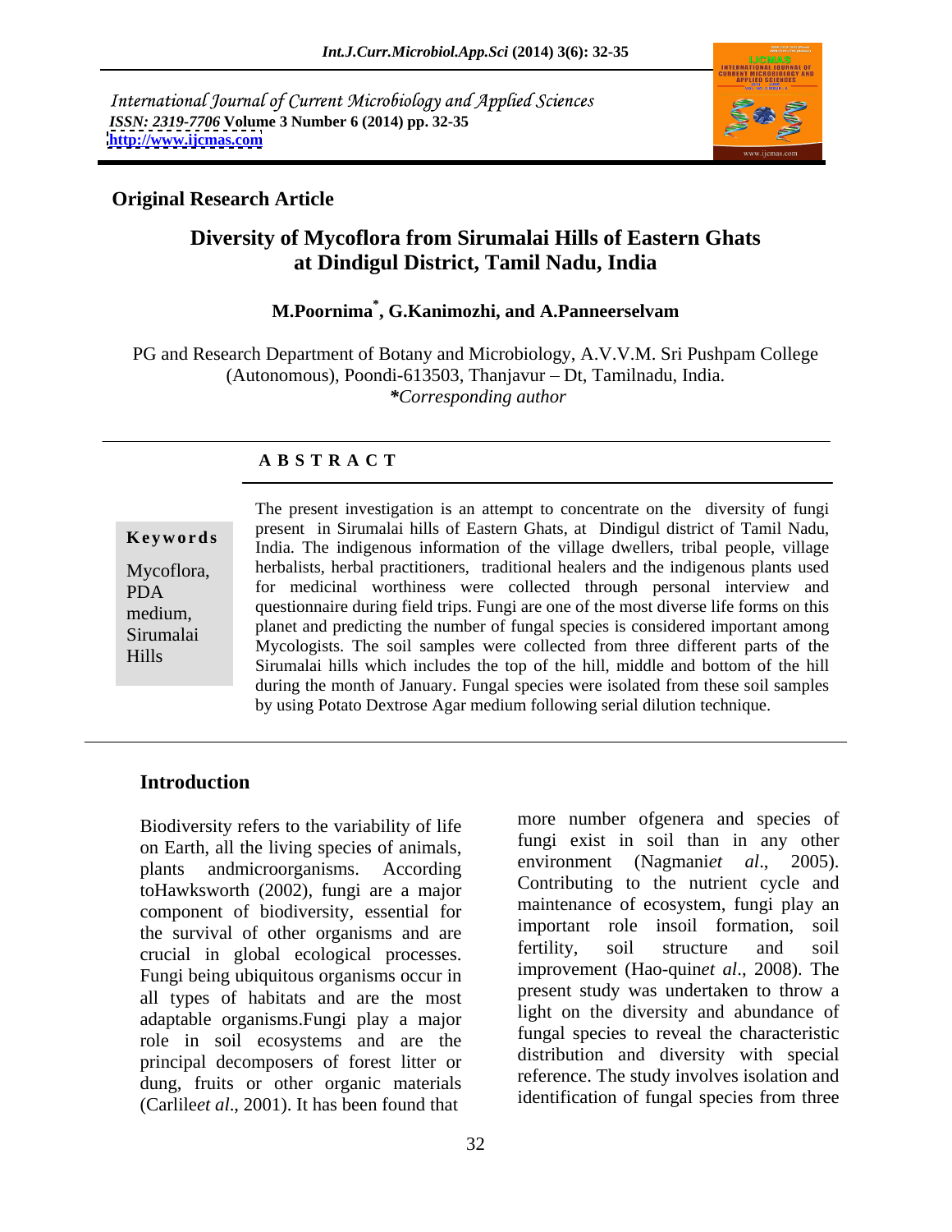International Journal of Current Microbiology and Applied Sciences
*ISSN: 2319-7706* **Volume 3 Number 6 (2014) pp. 32-35**
**http://www.ijcmas.com**

**Original Research Article**

# Diversity of Mycoflora from Sirumalai Hills of Eastern Ghats at Dindigul District, Tamil Nadu, India

**M.Poornima*, G.Kanimozhi, and A.Panneerselvam**

PG and Research Department of Botany and Microbiology, A.V.V.M. Sri Pushpam College (Autonomous), Poondi-613503, Thanjavur – Dt, Tamilnadu, India.
**\****Corresponding author*

## A B S T R A C T

**Keywords**

Mycoflora, PDA medium, Sirumalai Hills

The present investigation is an attempt to concentrate on the diversity of fungi present in Sirumalai hills of Eastern Ghats, at Dindigul district of Tamil Nadu, India. The indigenous information of the village dwellers, tribal people, village herbalists, herbal practitioners, traditional healers and the indigenous plants used for medicinal worthiness were collected through personal interview and questionnaire during field trips. Fungi are one of the most diverse life forms on this planet and predicting the number of fungal species is considered important among Mycologists. The soil samples were collected from three different parts of the Sirumalai hills which includes the top of the hill, middle and bottom of the hill during the month of January. Fungal species were isolated from these soil samples by using Potato Dextrose Agar medium following serial dilution technique.

## Introduction

Biodiversity refers to the variability of life on Earth, all the living species of animals, plants andmicroorganisms. According toHawksworth (2002), fungi are a major component of biodiversity, essential for the survival of other organisms and are crucial in global ecological processes. Fungi being ubiquitous organisms occur in all types of habitats and are the most adaptable organisms.Fungi play a major role in soil ecosystems and are the principal decomposers of forest litter or dung, fruits or other organic materials (Carlile*et al*., 2001). It has been found that more number ofgenera and species of fungi exist in soil than in any other environment (Nagmani*et al*., 2005). Contributing to the nutrient cycle and maintenance of ecosystem, fungi play an important role insoil formation, soil fertility, soil structure and soil improvement (Hao-quin*et al*., 2008). The present study was undertaken to throw a light on the diversity and abundance of fungal species to reveal the characteristic distribution and diversity with special reference. The study involves isolation and identification of fungal species from three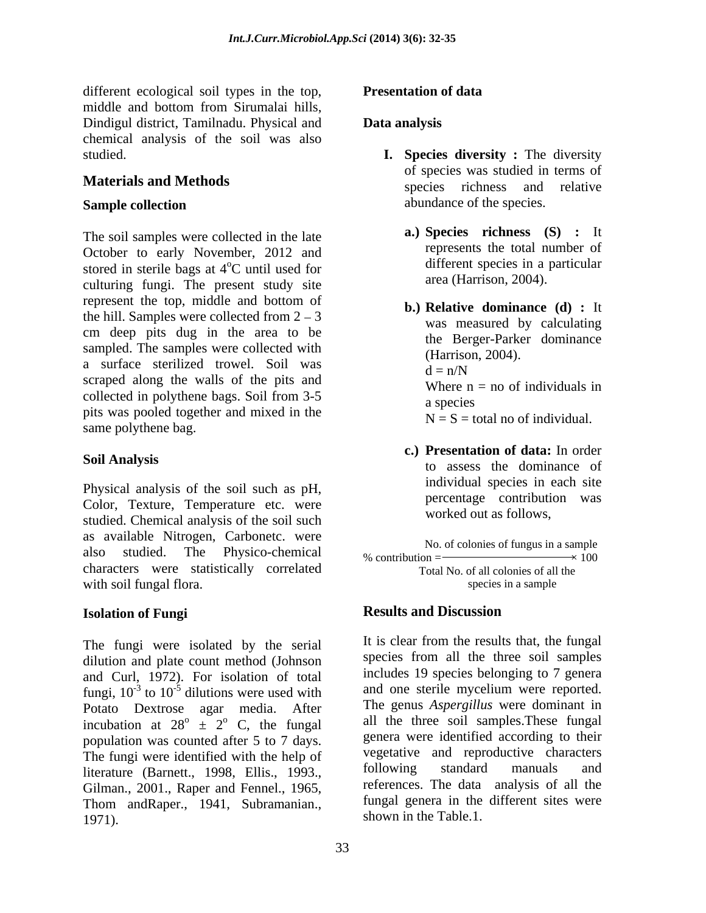different ecological soil types in the top, middle and bottom from Sirumalai hills, Dindigul district, Tamilnadu. Physical and chemical analysis of the soil was also studied.

## Materials and Methods

### Sample collection

The soil samples were collected in the late October to early November, 2012 and stored in sterile bags at 4$^{o}$C until used for culturing fungi. The present study site represent the top, middle and bottom of the hill. Samples were collected from 2 – 3 cm deep pits dug in the area to be sampled. The samples were collected with a surface sterilized trowel. Soil was scraped along the walls of the pits and collected in polythene bags. Soil from 3-5 pits was pooled together and mixed in the same polythene bag.

### Soil Analysis

Physical analysis of the soil such as pH, Color, Texture, Temperature etc. were studied. Chemical analysis of the soil such as available Nitrogen, Carbonetc. were also studied. The Physico-chemical characters were statistically correlated with soil fungal flora.

### Isolation of Fungi

The fungi were isolated by the serial dilution and plate count method (Johnson and Curl, 1972). For isolation of total fungi, $10^{-3}$ to $10^{-5}$ dilutions were used with Potato Dextrose agar media. After incubation at $28^{o} \pm 2^{o}$ C, the fungal population was counted after 5 to 7 days. The fungi were identified with the help of literature (Barnett., 1998, Ellis., 1993., Gilman., 2001., Raper and Fennel., 1965, Thom andRaper., 1941, Subramanian., 1971).

### Presentation of data

### Data analysis

**I. Species diversity :** The diversity of species was studied in terms of species richness and relative abundance of the species.

**a.) Species richness (S) :** It represents the total number of different species in a particular area (Harrison, 2004).

**b.) Relative dominance (d) :** It was measured by calculating the Berger-Parker dominance (Harrison, 2004).

$d = n/N$

Where n = no of individuals in a species

N = S = total no of individual.

**c.) Presentation of data:** In order to assess the dominance of individual species in each site percentage contribution was worked out as follows,

$$\% \text{ contribution} = \frac{\text{No. of colonies of fungus in a sample}}{\text{Total No. of all colonies of all the species in a sample}} \times 100$$

## Results and Discussion

It is clear from the results that, the fungal species from all the three soil samples includes 19 species belonging to 7 genera and one sterile mycelium were reported. The genus *Aspergillus* were dominant in all the three soil samples.These fungal genera were identified according to their vegetative and reproductive characters following standard manuals and references. The data analysis of all the fungal genera in the different sites were shown in the Table.1.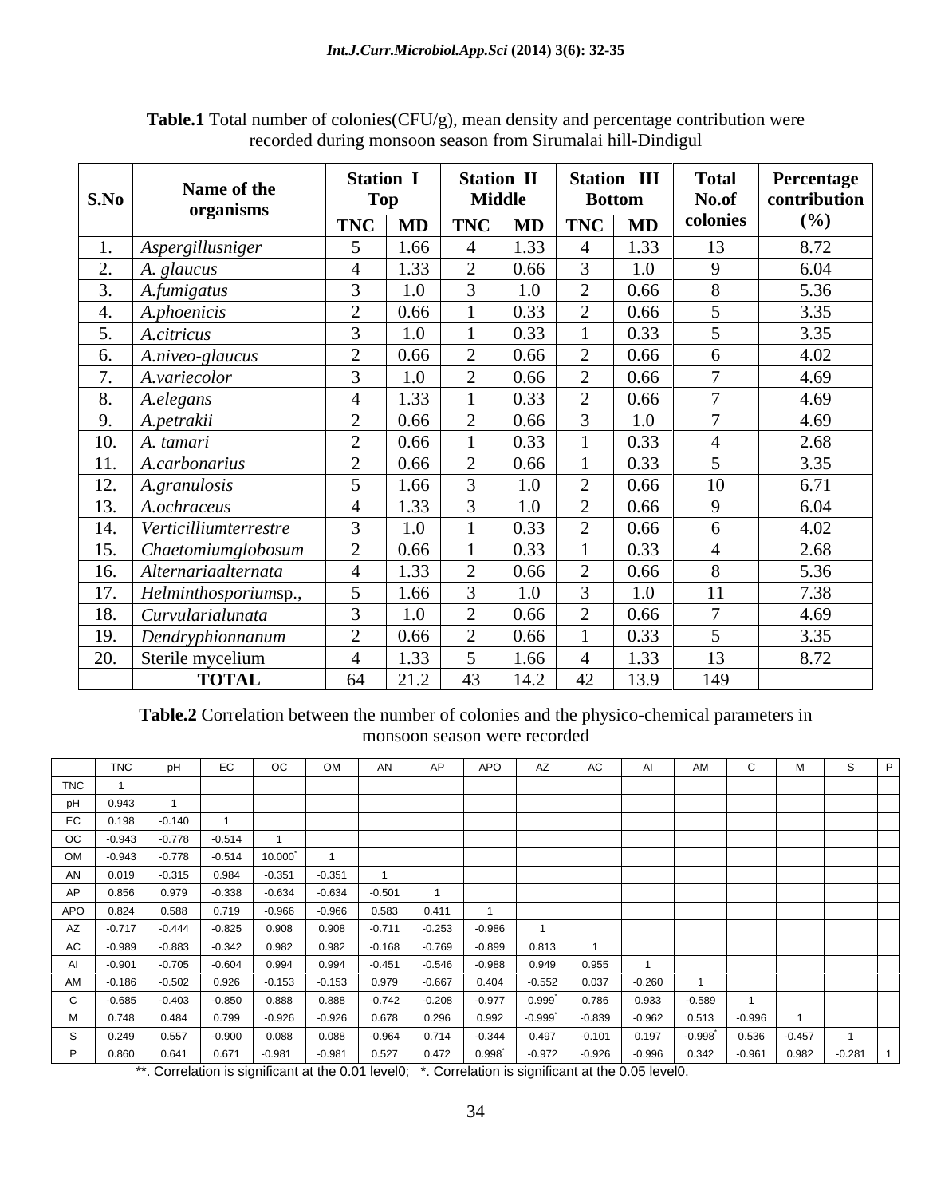**Table.1** Total number of colonies(CFU/g), mean density and percentage contribution were recorded during monsoon season from Sirumalai hill-Dindigul

| S.No | Name of the organisms | Station I Top | | Station II Middle | | Station III Bottom | | Total No.of colonies | Percentage contribution (%) |
|---|---|---|---|---|---|---|---|---|---|
| | | TNC | MD | TNC | MD | TNC | MD | | |
| 1. | *Aspergillusniger* | 5 | 1.66 | 4 | 1.33 | 4 | 1.33 | 13 | 8.72 |
| 2. | *A. glaucus* | 4 | 1.33 | 2 | 0.66 | 3 | 1.0 | 9 | 6.04 |
| 3. | *A.fumigatus* | 3 | 1.0 | 3 | 1.0 | 2 | 0.66 | 8 | 5.36 |
| 4. | *A.phoenicis* | 2 | 0.66 | 1 | 0.33 | 2 | 0.66 | 5 | 3.35 |
| 5. | *A.citricus* | 3 | 1.0 | 1 | 0.33 | 1 | 0.33 | 5 | 3.35 |
| 6. | *A.niveo-glaucus* | 2 | 0.66 | 2 | 0.66 | 2 | 0.66 | 6 | 4.02 |
| 7. | *A.variecolor* | 3 | 1.0 | 2 | 0.66 | 2 | 0.66 | 7 | 4.69 |
| 8. | *A.elegans* | 4 | 1.33 | 1 | 0.33 | 2 | 0.66 | 7 | 4.69 |
| 9. | *A.petrakii* | 2 | 0.66 | 2 | 0.66 | 3 | 1.0 | 7 | 4.69 |
| 10. | *A. tamari* | 2 | 0.66 | 1 | 0.33 | 1 | 0.33 | 4 | 2.68 |
| 11. | *A.carbonarius* | 2 | 0.66 | 2 | 0.66 | 1 | 0.33 | 5 | 3.35 |
| 12. | *A.granulosis* | 5 | 1.66 | 3 | 1.0 | 2 | 0.66 | 10 | 6.71 |
| 13. | *A.ochraceus* | 4 | 1.33 | 3 | 1.0 | 2 | 0.66 | 9 | 6.04 |
| 14. | *Verticilliumterrestre* | 3 | 1.0 | 1 | 0.33 | 2 | 0.66 | 6 | 4.02 |
| 15. | *Chaetomiumglobosum* | 2 | 0.66 | 1 | 0.33 | 1 | 0.33 | 4 | 2.68 |
| 16. | *Alternariaalternata* | 4 | 1.33 | 2 | 0.66 | 2 | 0.66 | 8 | 5.36 |
| 17. | *Helminthosporium*sp., | 5 | 1.66 | 3 | 1.0 | 3 | 1.0 | 11 | 7.38 |
| 18. | *Curvularialunata* | 3 | 1.0 | 2 | 0.66 | 2 | 0.66 | 7 | 4.69 |
| 19. | *Dendryphionnanum* | 2 | 0.66 | 2 | 0.66 | 1 | 0.33 | 5 | 3.35 |
| 20. | Sterile mycelium | 4 | 1.33 | 5 | 1.66 | 4 | 1.33 | 13 | 8.72 |
| | **TOTAL** | 64 | 21.2 | 43 | 14.2 | 42 | 13.9 | 149 | |

**Table.2** Correlation between the number of colonies and the physico-chemical parameters in monsoon season were recorded

| | TNC | pH | EC | OC | OM | AN | AP | APO | AZ | AC | AI | AM | C | M | S | P |
|---|---|---|---|---|---|---|---|---|---|---|---|---|---|---|---|---|
| TNC | 1 | | | | | | | | | | | | | | | |
| pH | 0.943 | 1 | | | | | | | | | | | | | | |
| EC | 0.198 | -0.140 | 1 | | | | | | | | | | | | | |
| OC | -0.943 | -0.778 | -0.514 | 1 | | | | | | | | | | | | |
| OM | -0.943 | -0.778 | -0.514 | 10.000* | 1 | | | | | | | | | | | |
| AN | 0.019 | -0.315 | 0.984 | -0.351 | -0.351 | 1 | | | | | | | | | | |
| AP | 0.856 | 0.979 | -0.338 | -0.634 | -0.634 | -0.501 | 1 | | | | | | | | | |
| APO | 0.824 | 0.588 | 0.719 | -0.966 | -0.966 | 0.583 | 0.411 | 1 | | | | | | | | |
| AZ | -0.717 | -0.444 | -0.825 | 0.908 | 0.908 | -0.711 | -0.253 | -0.986 | 1 | | | | | | | |
| AC | -0.989 | -0.883 | -0.342 | 0.982 | 0.982 | -0.168 | -0.769 | -0.899 | 0.813 | 1 | | | | | | |
| AI | -0.901 | -0.705 | -0.604 | 0.994 | 0.994 | -0.451 | -0.546 | -0.988 | 0.949 | 0.955 | 1 | | | | | |
| AM | -0.186 | -0.502 | 0.926 | -0.153 | -0.153 | 0.979 | -0.667 | 0.404 | -0.552 | 0.037 | -0.260 | 1 | | | | |
| C | -0.685 | -0.403 | -0.850 | 0.888 | 0.888 | -0.742 | -0.208 | -0.977 | 0.999* | 0.786 | 0.933 | -0.589 | 1 | | | |
| M | 0.748 | 0.484 | 0.799 | -0.926 | -0.926 | 0.678 | 0.296 | 0.992 | -0.999* | -0.839 | -0.962 | 0.513 | -0.996 | 1 | | |
| S | 0.249 | 0.557 | -0.900 | 0.088 | 0.088 | -0.964 | 0.714 | -0.344 | 0.497 | -0.101 | 0.197 | -0.998* | 0.536 | -0.457 | 1 | |
| P | 0.860 | 0.641 | 0.671 | -0.981 | -0.981 | 0.527 | 0.472 | 0.998* | -0.972 | -0.926 | -0.996 | 0.342 | -0.961 | 0.982 | -0.281 | 1 |

**. Correlation is significant at the 0.01 level0; *. Correlation is significant at the 0.05 level0.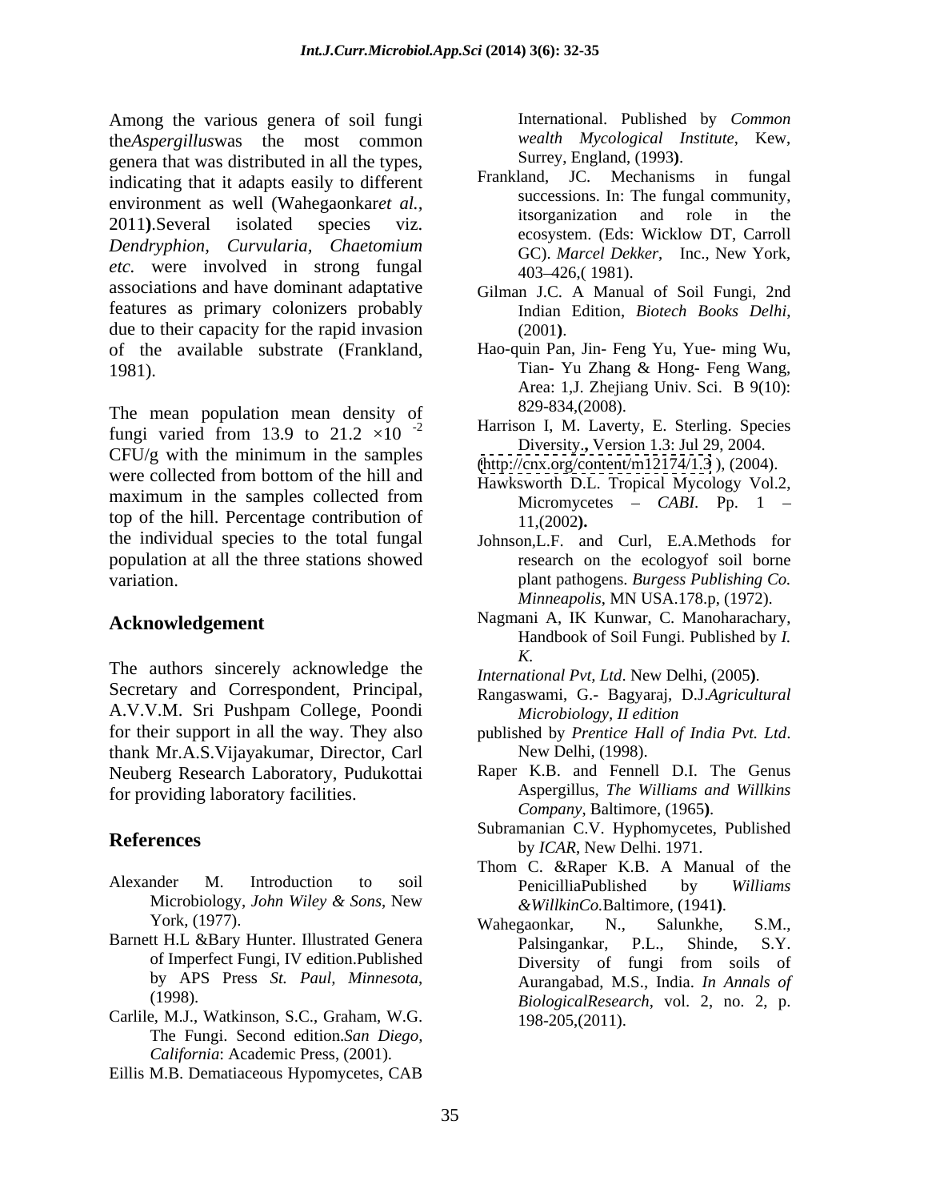Among the various genera of soil fungi the*Aspergillus*was the most common genera that was distributed in all the types, indicating that it adapts easily to different environment as well (Wahegaonkar*et al.*, 2011**)**.Several isolated species viz. *Dendryphion, Curvularia, Chaetomium etc.* were involved in strong fungal associations and have dominant adaptative features as primary colonizers probably due to their capacity for the rapid invasion of the available substrate (Frankland, 1981).

The mean population mean density of fungi varied from 13.9 to 21.2 $\times 10^{-2}$ CFU/g with the minimum in the samples were collected from bottom of the hill and maximum in the samples collected from top of the hill. Percentage contribution of the individual species to the total fungal population at all the three stations showed variation.

## Acknowledgement

The authors sincerely acknowledge the Secretary and Correspondent, Principal, A.V.V.M. Sri Pushpam College, Poondi for their support in all the way. They also thank Mr.A.S.Vijayakumar, Director, Carl Neuberg Research Laboratory, Pudukottai for providing laboratory facilities.

## References

Alexander M. Introduction to soil Microbiology, *John Wiley & Sons*, New York, (1977).

Barnett H.L &Bary Hunter. Illustrated Genera of Imperfect Fungi, IV edition.Published by APS Press *St. Paul, Minnesota*, (1998).

Carlile, M.J., Watkinson, S.C., Graham, W.G. The Fungi. Second edition.*San Diego, California*: Academic Press, (2001).

Eillis M.B. Dematiaceous Hypomycetes, CAB International. Published by *Common wealth Mycological Institute*, Kew, Surrey, England, (1993**)**.

Frankland, JC. Mechanisms in fungal successions. In: The fungal community, itsorganization and role in the ecosystem. (Eds: Wicklow DT, Carroll GC). *Marcel Dekker*, Inc., New York, 403–426,( 1981).

Gilman J.C. A Manual of Soil Fungi, 2nd Indian Edition, *Biotech Books Delhi*, (2001**)**.

Hao-quin Pan, Jin- Feng Yu, Yue- ming Wu, Tian- Yu Zhang & Hong- Feng Wang, Area: 1,J. Zhejiang Univ. Sci. B 9(10): 829-834,(2008).

Harrison I, M. Laverty, E. Sterling. Species Diversity.**,** Version 1.3: Jul 29, 2004. (http://cnx.org/content/m12174/1.3 ), (2004).

Hawksworth D.L. Tropical Mycology Vol.2, Micromycetes – *CABI*. Pp. 1 – 11,(2002**).**

Johnson,L.F. and Curl, E.A.Methods for research on the ecologyof soil borne plant pathogens. *Burgess Publishing Co. Minneapolis*, MN USA.178.p, (1972).

Nagmani A, IK Kunwar, C. Manoharachary, Handbook of Soil Fungi. Published by *I. K. International Pvt, Ltd*. New Delhi, (2005**)**.

Rangaswami, G.- Bagyaraj, D.J.*Agricultural Microbiology, II edition* published by *Prentice Hall of India Pvt. Ltd*. New Delhi, (1998).

Raper K.B. and Fennell D.I. The Genus Aspergillus, *The Williams and Willkins Company*, Baltimore, (1965**)**.

Subramanian C.V. Hyphomycetes, Published by *ICAR*, New Delhi. 1971.

Thom C. &Raper K.B. A Manual of the PenicilliaPublished by *Williams &WillkinCo.*Baltimore, (1941**)**.

Wahegaonkar, N., Salunkhe, S.M., Palsingankar, P.L., Shinde, S.Y. Diversity of fungi from soils of Aurangabad, M.S., India. *In Annals of BiologicalResearch*, vol. 2, no. 2, p. 198-205,(2011).